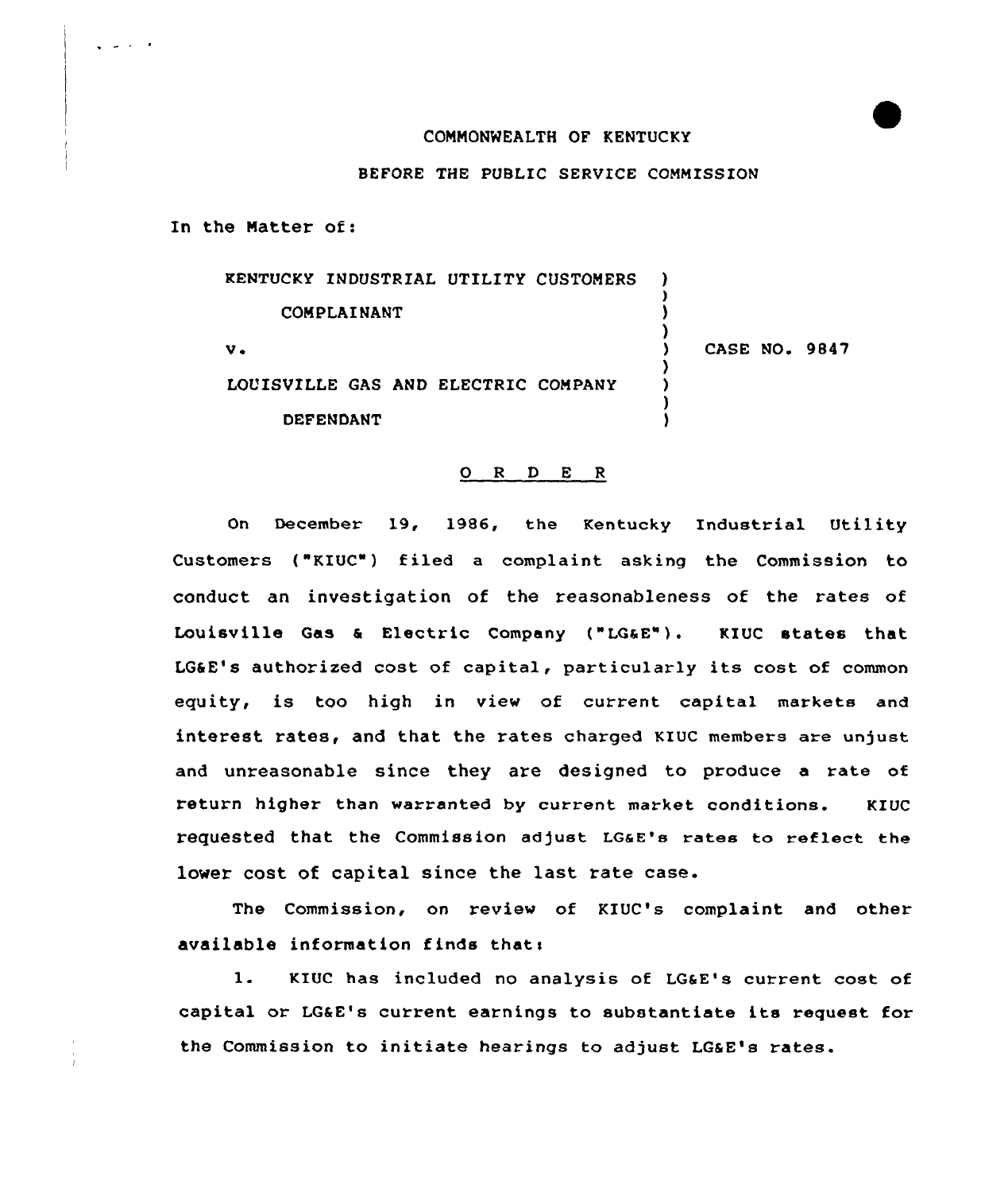COMMONWEALTH OF KENTUCKY

BEFORE THE PUBLIC SERVICE COMMISSION

In the Matter of:

| | | |
|---|---|---|
| KENTUCKY INDUSTRIAL UTILITY CUSTOMERS | ) | |
| COMPLAINANT | ) | |
| v. | ) | CASE NO. 9847 |
| LOUISVILLE GAS AND ELECTRIC COMPANY | ) | |
| DEFENDANT | ) | |

## O R D E R

On December 19, 1986, the Kentucky Industrial Utility Customers ("KIUC") filed a complaint asking the Commission to conduct an investigation of the reasonableness of the rates of Louisville Gas & Electric Company ("LG&E"). KIUC states that LG&E's authorized cost of capital, particularly its cost of common equity, is too high in view of current capital markets and interest rates, and that the rates charged KIUC members are unjust and unreasonable since they are designed to produce a rate of return higher than warranted by current market conditions. KIUC requested that the Commission adjust LG&E's rates to reflect the lower cost of capital since the last rate case.

The Commission, on review of KIUC's complaint and other available information finds that:

1. KIUC has included no analysis of LG&E's current cost of capital or LG&E's current earnings to substantiate its request for the Commission to initiate hearings to adjust LG&E's rates.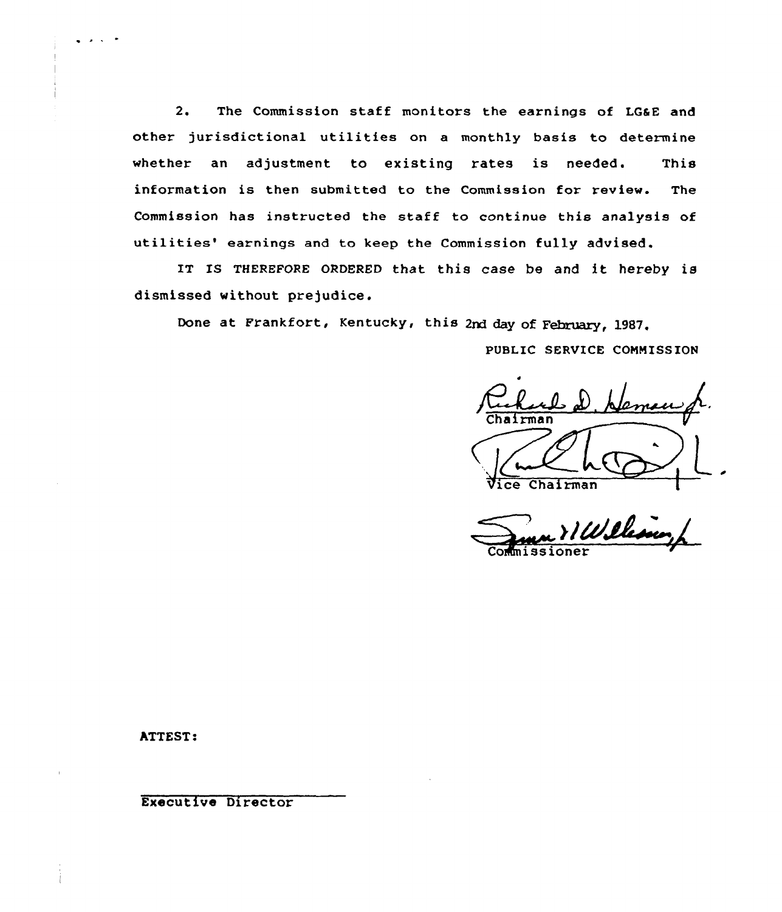2. The Commission staff monitors the earnings of LG&E and other jurisdictional utilities on a monthly basis to determine whether an adjustment to existing rates is needed. This information is then submitted to the Commission for review. The Commission has instructed the staff to continue this analysis of utilities' earnings and to keep the Commission fully advised.

IT IS THEREFORE ORDERED that this case be and it hereby is dismissed without prejudice.

Done at Frankfort, Kentucky, this 2nd day of February, 1987.

PUBLIC SERVICE COMMISSION

Chairman

Vice Chairman

Commissioner

ATTEST:

Executive Director